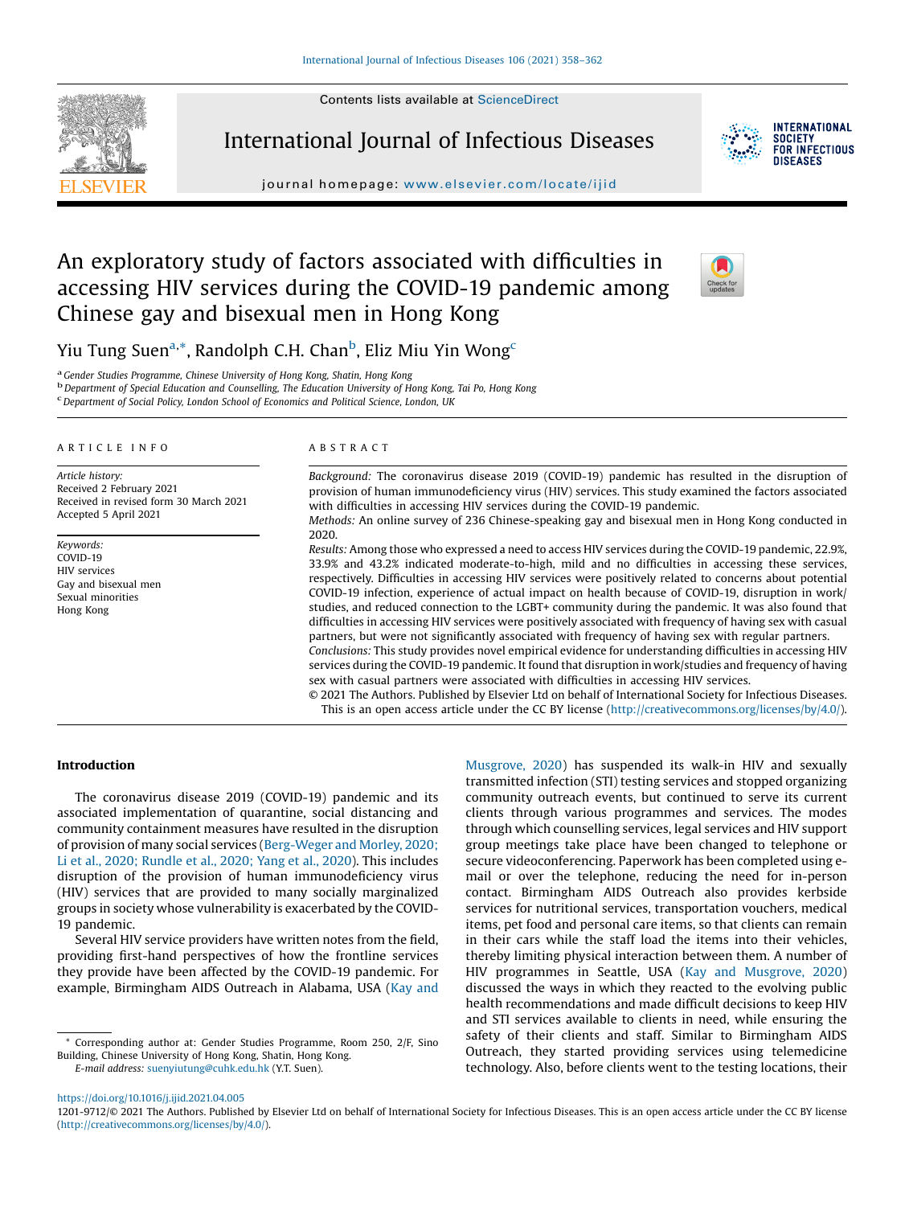# An exploratory study of factors associated with difficulties in accessing HIV services during the COVID-19 pandemic among Chinese gay and bisexual men in Hong Kong

Yiu Tung Suen[a,*], Randolph C.H. Chan[b], Eliz Miu Yin Wong[c]

[a] Gender Studies Programme, Chinese University of Hong Kong, Shatin, Hong Kong
[b] Department of Special Education and Counselling, The Education University of Hong Kong, Tai Po, Hong Kong
[c] Department of Social Policy, London School of Economics and Political Science, London, UK

## ARTICLE INFO

*Article history:*
Received 2 February 2021
Received in revised form 30 March 2021
Accepted 5 April 2021

*Keywords:*
COVID-19
HIV services
Gay and bisexual men
Sexual minorities
Hong Kong

## ABSTRACT

*Background:* The coronavirus disease 2019 (COVID-19) pandemic has resulted in the disruption of provision of human immunodeficiency virus (HIV) services. This study examined the factors associated with difficulties in accessing HIV services during the COVID-19 pandemic.

*Methods:* An online survey of 236 Chinese-speaking gay and bisexual men in Hong Kong conducted in 2020.

*Results:* Among those who expressed a need to access HIV services during the COVID-19 pandemic, 22.9%, 33.9% and 43.2% indicated moderate-to-high, mild and no difficulties in accessing these services, respectively. Difficulties in accessing HIV services were positively related to concerns about potential COVID-19 infection, experience of actual impact on health because of COVID-19, disruption in work/studies, and reduced connection to the LGBT+ community during the pandemic. It was also found that difficulties in accessing HIV services were positively associated with frequency of having sex with casual partners, but were not significantly associated with frequency of having sex with regular partners.

*Conclusions:* This study provides novel empirical evidence for understanding difficulties in accessing HIV services during the COVID-19 pandemic. It found that disruption in work/studies and frequency of having sex with casual partners were associated with difficulties in accessing HIV services.

© 2021 The Authors. Published by Elsevier Ltd on behalf of International Society for Infectious Diseases. This is an open access article under the CC BY license (http://creativecommons.org/licenses/by/4.0/).

## Introduction

The coronavirus disease 2019 (COVID-19) pandemic and its associated implementation of quarantine, social distancing and community containment measures have resulted in the disruption of provision of many social services (Berg-Weger and Morley, 2020; Li et al., 2020; Rundle et al., 2020; Yang et al., 2020). This includes disruption of the provision of human immunodeficiency virus (HIV) services that are provided to many socially marginalized groups in society whose vulnerability is exacerbated by the COVID-19 pandemic.

Several HIV service providers have written notes from the field, providing first-hand perspectives of how the frontline services they provide have been affected by the COVID-19 pandemic. For example, Birmingham AIDS Outreach in Alabama, USA (Kay and Musgrove, 2020) has suspended its walk-in HIV and sexually transmitted infection (STI) testing services and stopped organizing community outreach events, but continued to serve its current clients through various programmes and services. The modes through which counselling services, legal services and HIV support group meetings take place have been changed to telephone or secure videoconferencing. Paperwork has been completed using e-mail or over the telephone, reducing the need for in-person contact. Birmingham AIDS Outreach also provides kerbside services for nutritional services, transportation vouchers, medical items, pet food and personal care items, so that clients can remain in their cars while the staff load the items into their vehicles, thereby limiting physical interaction between them. A number of HIV programmes in Seattle, USA (Kay and Musgrove, 2020) discussed the ways in which they reacted to the evolving public health recommendations and made difficult decisions to keep HIV and STI services available to clients in need, while ensuring the safety of their clients and staff. Similar to Birmingham AIDS Outreach, they started providing services using telemedicine technology. Also, before clients went to the testing locations, their

* Corresponding author at: Gender Studies Programme, Room 250, 2/F, Sino Building, Chinese University of Hong Kong, Shatin, Hong Kong.
*E-mail address:* suenyiutung@cuhk.edu.hk (Y.T. Suen).

https://doi.org/10.1016/j.ijid.2021.04.005
1201-9712/© 2021 The Authors. Published by Elsevier Ltd on behalf of International Society for Infectious Diseases. This is an open access article under the CC BY license (http://creativecommons.org/licenses/by/4.0/).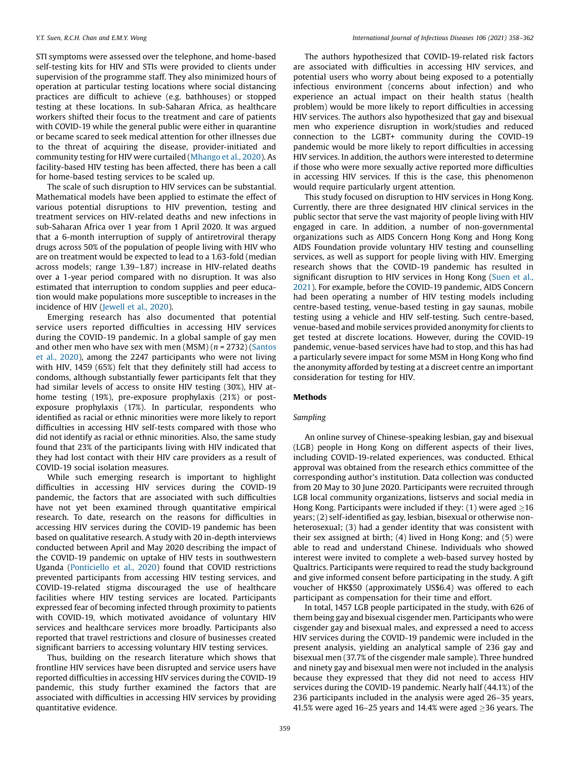STI symptoms were assessed over the telephone, and home-based self-testing kits for HIV and STIs were provided to clients under supervision of the programme staff. They also minimized hours of operation at particular testing locations where social distancing practices are difficult to achieve (e.g. bathhouses) or stopped testing at these locations. In sub-Saharan Africa, as healthcare workers shifted their focus to the treatment and care of patients with COVID-19 while the general public were either in quarantine or became scared to seek medical attention for other illnesses due to the threat of acquiring the disease, provider-initiated and community testing for HIV were curtailed (Mhango et al., 2020). As facility-based HIV testing has been affected, there has been a call for home-based testing services to be scaled up.

The scale of such disruption to HIV services can be substantial. Mathematical models have been applied to estimate the effect of various potential disruptions to HIV prevention, testing and treatment services on HIV-related deaths and new infections in sub-Saharan Africa over 1 year from 1 April 2020. It was argued that a 6-month interruption of supply of antiretroviral therapy drugs across 50% of the population of people living with HIV who are on treatment would be expected to lead to a 1.63-fold (median across models; range 1.39–1.87) increase in HIV-related deaths over a 1-year period compared with no disruption. It was also estimated that interruption to condom supplies and peer education would make populations more susceptible to increases in the incidence of HIV (Jewell et al., 2020).

Emerging research has also documented that potential service users reported difficulties in accessing HIV services during the COVID-19 pandemic. In a global sample of gay men and other men who have sex with men (MSM) ($n = 2732$) (Santos et al., 2020), among the 2247 participants who were not living with HIV, 1459 (65%) felt that they definitely still had access to condoms, although substantially fewer participants felt that they had similar levels of access to onsite HIV testing (30%), HIV at-home testing (19%), pre-exposure prophylaxis (21%) or post-exposure prophylaxis (17%). In particular, respondents who identified as racial or ethnic minorities were more likely to report difficulties in accessing HIV self-tests compared with those who did not identify as racial or ethnic minorities. Also, the same study found that 23% of the participants living with HIV indicated that they had lost contact with their HIV care providers as a result of COVID-19 social isolation measures.

While such emerging research is important to highlight difficulties in accessing HIV services during the COVID-19 pandemic, the factors that are associated with such difficulties have not yet been examined through quantitative empirical research. To date, research on the reasons for difficulties in accessing HIV services during the COVID-19 pandemic has been based on qualitative research. A study with 20 in-depth interviews conducted between April and May 2020 describing the impact of the COVID-19 pandemic on uptake of HIV tests in southwestern Uganda (Ponticiello et al., 2020) found that COVID restrictions prevented participants from accessing HIV testing services, and COVID-19-related stigma discouraged the use of healthcare facilities where HIV testing services are located. Participants expressed fear of becoming infected through proximity to patients with COVID-19, which motivated avoidance of voluntary HIV services and healthcare services more broadly. Participants also reported that travel restrictions and closure of businesses created significant barriers to accessing voluntary HIV testing services.

Thus, building on the research literature which shows that frontline HIV services have been disrupted and service users have reported difficulties in accessing HIV services during the COVID-19 pandemic, this study further examined the factors that are associated with difficulties in accessing HIV services by providing quantitative evidence.

The authors hypothesized that COVID-19-related risk factors are associated with difficulties in accessing HIV services, and potential users who worry about being exposed to a potentially infectious environment (concerns about infection) and who experience an actual impact on their health status (health problem) would be more likely to report difficulties in accessing HIV services. The authors also hypothesized that gay and bisexual men who experience disruption in work/studies and reduced connection to the LGBT+ community during the COVID-19 pandemic would be more likely to report difficulties in accessing HIV services. In addition, the authors were interested to determine if those who were more sexually active reported more difficulties in accessing HIV services. If this is the case, this phenomenon would require particularly urgent attention.

This study focused on disruption to HIV services in Hong Kong. Currently, there are three designated HIV clinical services in the public sector that serve the vast majority of people living with HIV engaged in care. In addition, a number of non-governmental organizations such as AIDS Concern Hong Kong and Hong Kong AIDS Foundation provide voluntary HIV testing and counselling services, as well as support for people living with HIV. Emerging research shows that the COVID-19 pandemic has resulted in significant disruption to HIV services in Hong Kong (Suen et al., 2021). For example, before the COVID-19 pandemic, AIDS Concern had been operating a number of HIV testing models including centre-based testing, venue-based testing in gay saunas, mobile testing using a vehicle and HIV self-testing. Such centre-based, venue-based and mobile services provided anonymity for clients to get tested at discrete locations. However, during the COVID-19 pandemic, venue-based services have had to stop, and this has had a particularly severe impact for some MSM in Hong Kong who find the anonymity afforded by testing at a discreet centre an important consideration for testing for HIV.

## Methods

### Sampling

An online survey of Chinese-speaking lesbian, gay and bisexual (LGB) people in Hong Kong on different aspects of their lives, including COVID-19-related experiences, was conducted. Ethical approval was obtained from the research ethics committee of the corresponding author's institution. Data collection was conducted from 20 May to 30 June 2020. Participants were recruited through LGB local community organizations, listservs and social media in Hong Kong. Participants were included if they: (1) were aged $\geq$16 years; (2) self-identified as gay, lesbian, bisexual or otherwise non-heterosexual; (3) had a gender identity that was consistent with their sex assigned at birth; (4) lived in Hong Kong; and (5) were able to read and understand Chinese. Individuals who showed interest were invited to complete a web-based survey hosted by Qualtrics. Participants were required to read the study background and give informed consent before participating in the study. A gift voucher of HK$50 (approximately US$6.4) was offered to each participant as compensation for their time and effort.

In total, 1457 LGB people participated in the study, with 626 of them being gay and bisexual cisgender men. Participants who were cisgender gay and bisexual males, and expressed a need to access HIV services during the COVID-19 pandemic were included in the present analysis, yielding an analytical sample of 236 gay and bisexual men (37.7% of the cisgender male sample). Three hundred and ninety gay and bisexual men were not included in the analysis because they expressed that they did not need to access HIV services during the COVID-19 pandemic. Nearly half (44.1%) of the 236 participants included in the analysis were aged 26–35 years, 41.5% were aged 16–25 years and 14.4% were aged $\geq$36 years. The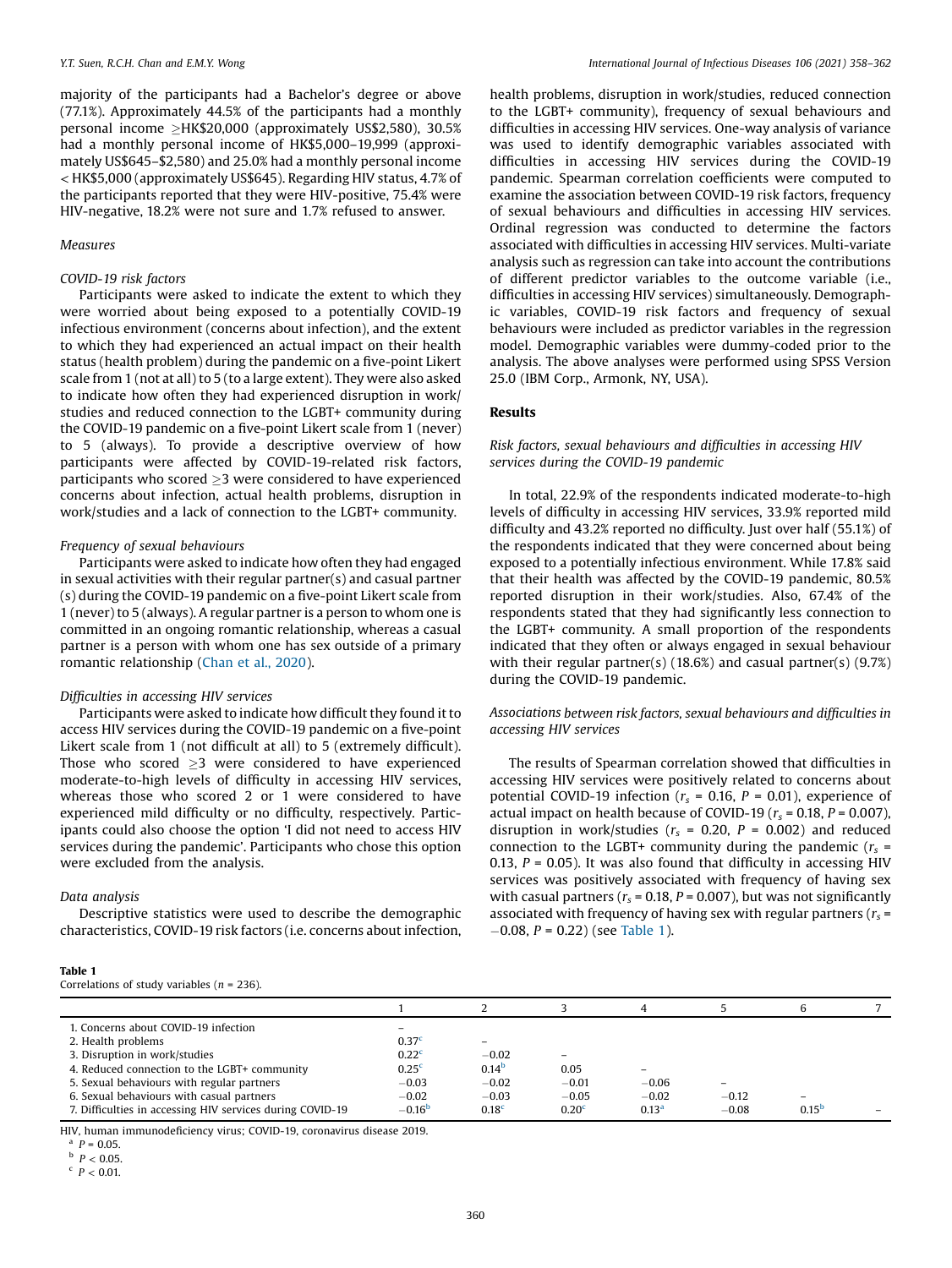majority of the participants had a Bachelor's degree or above (77.1%). Approximately 44.5% of the participants had a monthly personal income ≥HK$20,000 (approximately US$2,580), 30.5% had a monthly personal income of HK$5,000–19,999 (approximately US$645–$2,580) and 25.0% had a monthly personal income < HK$5,000 (approximately US$645). Regarding HIV status, 4.7% of the participants reported that they were HIV-positive, 75.4% were HIV-negative, 18.2% were not sure and 1.7% refused to answer.

### *Measures*

#### *COVID-19 risk factors*

Participants were asked to indicate the extent to which they were worried about being exposed to a potentially COVID-19 infectious environment (concerns about infection), and the extent to which they had experienced an actual impact on their health status (health problem) during the pandemic on a five-point Likert scale from 1 (not at all) to 5 (to a large extent). They were also asked to indicate how often they had experienced disruption in work/studies and reduced connection to the LGBT+ community during the COVID-19 pandemic on a five-point Likert scale from 1 (never) to 5 (always). To provide a descriptive overview of how participants were affected by COVID-19-related risk factors, participants who scored ≥3 were considered to have experienced concerns about infection, actual health problems, disruption in work/studies and a lack of connection to the LGBT+ community.

#### *Frequency of sexual behaviours*

Participants were asked to indicate how often they had engaged in sexual activities with their regular partner(s) and casual partner(s) during the COVID-19 pandemic on a five-point Likert scale from 1 (never) to 5 (always). A regular partner is a person to whom one is committed in an ongoing romantic relationship, whereas a casual partner is a person with whom one has sex outside of a primary romantic relationship (Chan et al., 2020).

#### *Difficulties in accessing HIV services*

Participants were asked to indicate how difficult they found it to access HIV services during the COVID-19 pandemic on a five-point Likert scale from 1 (not difficult at all) to 5 (extremely difficult). Those who scored ≥3 were considered to have experienced moderate-to-high levels of difficulty in accessing HIV services, whereas those who scored 2 or 1 were considered to have experienced mild difficulty or no difficulty, respectively. Participants could also choose the option 'I did not need to access HIV services during the pandemic'. Participants who chose this option were excluded from the analysis.

#### *Data analysis*

Descriptive statistics were used to describe the demographic characteristics, COVID-19 risk factors (i.e. concerns about infection, health problems, disruption in work/studies, reduced connection to the LGBT+ community), frequency of sexual behaviours and difficulties in accessing HIV services. One-way analysis of variance was used to identify demographic variables associated with difficulties in accessing HIV services during the COVID-19 pandemic. Spearman correlation coefficients were computed to examine the association between COVID-19 risk factors, frequency of sexual behaviours and difficulties in accessing HIV services. Ordinal regression was conducted to determine the factors associated with difficulties in accessing HIV services. Multi-variate analysis such as regression can take into account the contributions of different predictor variables to the outcome variable (i.e., difficulties in accessing HIV services) simultaneously. Demographic variables, COVID-19 risk factors and frequency of sexual behaviours were included as predictor variables in the regression model. Demographic variables were dummy-coded prior to the analysis. The above analyses were performed using SPSS Version 25.0 (IBM Corp., Armonk, NY, USA).

## Results

### *Risk factors, sexual behaviours and difficulties in accessing HIV services during the COVID-19 pandemic*

In total, 22.9% of the respondents indicated moderate-to-high levels of difficulty in accessing HIV services, 33.9% reported mild difficulty and 43.2% reported no difficulty. Just over half (55.1%) of the respondents indicated that they were concerned about being exposed to a potentially infectious environment. While 17.8% said that their health was affected by the COVID-19 pandemic, 80.5% reported disruption in their work/studies. Also, 67.4% of the respondents stated that they had significantly less connection to the LGBT+ community. A small proportion of the respondents indicated that they often or always engaged in sexual behaviour with their regular partner(s) (18.6%) and casual partner(s) (9.7%) during the COVID-19 pandemic.

### *Associations between risk factors, sexual behaviours and difficulties in accessing HIV services*

The results of Spearman correlation showed that difficulties in accessing HIV services were positively related to concerns about potential COVID-19 infection ($r_s$ = 0.16, $P$ = 0.01), experience of actual impact on health because of COVID-19 ($r_s$ = 0.18, $P$ = 0.007), disruption in work/studies ($r_s$ = 0.20, $P$ = 0.002) and reduced connection to the LGBT+ community during the pandemic ($r_s$ = 0.13, $P$ = 0.05). It was also found that difficulty in accessing HIV services was positively associated with frequency of having sex with casual partners ($r_s$ = 0.18, $P$ = 0.007), but was not significantly associated with frequency of having sex with regular partners ($r_s$ = −0.08, $P$ = 0.22) (see Table 1).

**Table 1**
Correlations of study variables ($n$ = 236).

| | 1 | 2 | 3 | 4 | 5 | 6 | 7 |
|---|---|---|---|---|---|---|---|
| 1. Concerns about COVID-19 infection | – | | | | | | |
| 2. Health problems | 0.37[c] | – | | | | | |
| 3. Disruption in work/studies | 0.22[c] | −0.02 | – | | | | |
| 4. Reduced connection to the LGBT+ community | 0.25[c] | 0.14[b] | 0.05 | – | | | |
| 5. Sexual behaviours with regular partners | −0.03 | −0.02 | −0.01 | −0.06 | – | | |
| 6. Sexual behaviours with casual partners | −0.02 | −0.03 | −0.05 | −0.02 | −0.12 | – | |
| 7. Difficulties in accessing HIV services during COVID-19 | −0.16[b] | 0.18[c] | 0.20[c] | 0.13[a] | −0.08 | 0.15[b] | – |

HIV, human immunodeficiency virus; COVID-19, coronavirus disease 2019.

[a] $P$ = 0.05.

[b] $P$ < 0.05.

[c] $P$ < 0.01.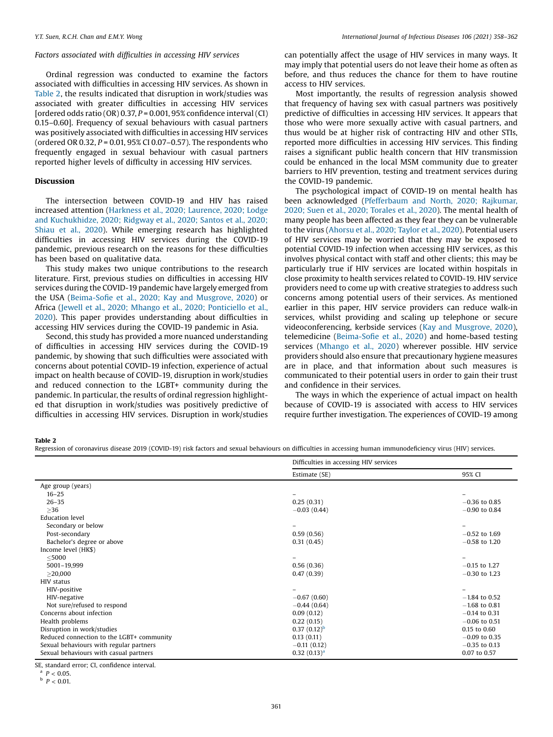*Factors associated with difficulties in accessing HIV services*

Ordinal regression was conducted to examine the factors associated with difficulties in accessing HIV services. As shown in Table 2, the results indicated that disruption in work/studies was associated with greater difficulties in accessing HIV services [ordered odds ratio (OR) 0.37, $P = 0.001$, 95% confidence interval (CI) 0.15–0.60]. Frequency of sexual behaviours with casual partners was positively associated with difficulties in accessing HIV services (ordered OR 0.32, $P = 0.01$, 95% CI 0.07–0.57). The respondents who frequently engaged in sexual behaviour with casual partners reported higher levels of difficulty in accessing HIV services.

## Discussion

The intersection between COVID-19 and HIV has raised increased attention (Harkness et al., 2020; Laurence, 2020; Lodge and Kuchukhidze, 2020; Ridgway et al., 2020; Santos et al., 2020; Shiau et al., 2020). While emerging research has highlighted difficulties in accessing HIV services during the COVID-19 pandemic, previous research on the reasons for these difficulties has been based on qualitative data.

This study makes two unique contributions to the research literature. First, previous studies on difficulties in accessing HIV services during the COVID-19 pandemic have largely emerged from the USA (Beima-Sofie et al., 2020; Kay and Musgrove, 2020) or Africa (Jewell et al., 2020; Mhango et al., 2020; Ponticiello et al., 2020). This paper provides understanding about difficulties in accessing HIV services during the COVID-19 pandemic in Asia.

Second, this study has provided a more nuanced understanding of difficulties in accessing HIV services during the COVID-19 pandemic, by showing that such difficulties were associated with concerns about potential COVID-19 infection, experience of actual impact on health because of COVID-19, disruption in work/studies and reduced connection to the LGBT+ community during the pandemic. In particular, the results of ordinal regression highlighted that disruption in work/studies was positively predictive of difficulties in accessing HIV services. Disruption in work/studies can potentially affect the usage of HIV services in many ways. It may imply that potential users do not leave their home as often as before, and thus reduces the chance for them to have routine access to HIV services.

Most importantly, the results of regression analysis showed that frequency of having sex with casual partners was positively predictive of difficulties in accessing HIV services. It appears that those who were more sexually active with casual partners, and thus would be at higher risk of contracting HIV and other STIs, reported more difficulties in accessing HIV services. This finding raises a significant public health concern that HIV transmission could be enhanced in the local MSM community due to greater barriers to HIV prevention, testing and treatment services during the COVID-19 pandemic.

The psychological impact of COVID-19 on mental health has been acknowledged (Pfefferbaum and North, 2020; Rajkumar, 2020; Suen et al., 2020; Torales et al., 2020). The mental health of many people has been affected as they fear they can be vulnerable to the virus (Ahorsu et al., 2020; Taylor et al., 2020). Potential users of HIV services may be worried that they may be exposed to potential COVID-19 infection when accessing HIV services, as this involves physical contact with staff and other clients; this may be particularly true if HIV services are located within hospitals in close proximity to health services related to COVID-19. HIV service providers need to come up with creative strategies to address such concerns among potential users of their services. As mentioned earlier in this paper, HIV service providers can reduce walk-in services, whilst providing and scaling up telephone or secure videoconferencing, kerbside services (Kay and Musgrove, 2020), telemedicine (Beima-Sofie et al., 2020) and home-based testing services (Mhango et al., 2020) wherever possible. HIV service providers should also ensure that precautionary hygiene measures are in place, and that information about such measures is communicated to their potential users in order to gain their trust and confidence in their services.

The ways in which the experience of actual impact on health because of COVID-19 is associated with access to HIV services require further investigation. The experiences of COVID-19 among

**Table 2**
Regression of coronavirus disease 2019 (COVID-19) risk factors and sexual behaviours on difficulties in accessing human immunodeficiency virus (HIV) services.

| | Difficulties in accessing HIV services | |
|---|---|---|
| | Estimate (SE) | 95% CI |
| Age group (years) | | |
| 16–25 | – | – |
| 26–35 | 0.25 (0.31) | −0.36 to 0.85 |
| ≥36 | −0.03 (0.44) | −0.90 to 0.84 |
| Education level | | |
| Secondary or below | – | – |
| Post-secondary | 0.59 (0.56) | −0.52 to 1.69 |
| Bachelor's degree or above | 0.31 (0.45) | −0.58 to 1.20 |
| Income level (HK$) | | |
| ≤5000 | – | – |
| 5001–19,999 | 0.56 (0.36) | −0.15 to 1.27 |
| ≥20,000 | 0.47 (0.39) | −0.30 to 1.23 |
| HIV status | | |
| HIV-positive | – | – |
| HIV-negative | −0.67 (0.60) | −1.84 to 0.52 |
| Not sure/refused to respond | −0.44 (0.64) | −1.68 to 0.81 |
| Concerns about infection | 0.09 (0.12) | −0.14 to 0.31 |
| Health problems | 0.22 (0.15) | −0.06 to 0.51 |
| Disruption in work/studies | 0.37 (0.12)[b] | 0.15 to 0.60 |
| Reduced connection to the LGBT+ community | 0.13 (0.11) | −0.09 to 0.35 |
| Sexual behaviours with regular partners | −0.11 (0.12) | −0.35 to 0.13 |
| Sexual behaviours with casual partners | 0.32 (0.13)[a] | 0.07 to 0.57 |

SE, standard error; CI, confidence interval.
[a] $P < 0.05$.
[b] $P < 0.01$.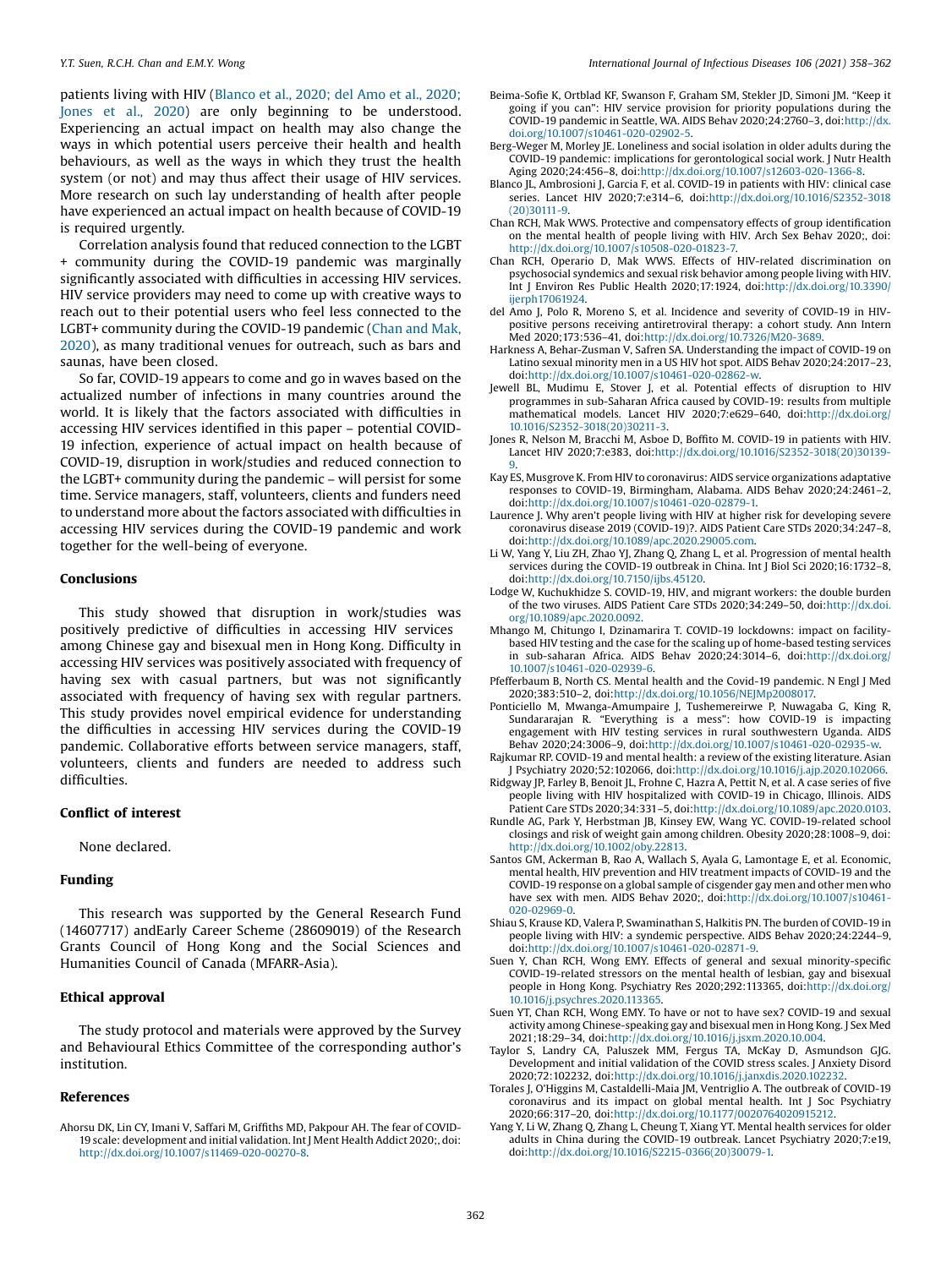patients living with HIV (Blanco et al., 2020; del Amo et al., 2020; Jones et al., 2020) are only beginning to be understood. Experiencing an actual impact on health may also change the ways in which potential users perceive their health and health behaviours, as well as the ways in which they trust the health system (or not) and may thus affect their usage of HIV services. More research on such lay understanding of health after people have experienced an actual impact on health because of COVID-19 is required urgently.

Correlation analysis found that reduced connection to the LGBT + community during the COVID-19 pandemic was marginally significantly associated with difficulties in accessing HIV services. HIV service providers may need to come up with creative ways to reach out to their potential users who feel less connected to the LGBT+ community during the COVID-19 pandemic (Chan and Mak, 2020), as many traditional venues for outreach, such as bars and saunas, have been closed.

So far, COVID-19 appears to come and go in waves based on the actualized number of infections in many countries around the world. It is likely that the factors associated with difficulties in accessing HIV services identified in this paper – potential COVID-19 infection, experience of actual impact on health because of COVID-19, disruption in work/studies and reduced connection to the LGBT+ community during the pandemic – will persist for some time. Service managers, staff, volunteers, clients and funders need to understand more about the factors associated with difficulties in accessing HIV services during the COVID-19 pandemic and work together for the well-being of everyone.

## Conclusions

This study showed that disruption in work/studies was positively predictive of difficulties in accessing HIV services among Chinese gay and bisexual men in Hong Kong. Difficulty in accessing HIV services was positively associated with frequency of having sex with casual partners, but was not significantly associated with frequency of having sex with regular partners. This study provides novel empirical evidence for understanding the difficulties in accessing HIV services during the COVID-19 pandemic. Collaborative efforts between service managers, staff, volunteers, clients and funders are needed to address such difficulties.

## Conflict of interest

None declared.

## Funding

This research was supported by the General Research Fund (14607717) andEarly Career Scheme (28609019) of the Research Grants Council of Hong Kong and the Social Sciences and Humanities Council of Canada (MFARR-Asia).

## Ethical approval

The study protocol and materials were approved by the Survey and Behavioural Ethics Committee of the corresponding author's institution.

## References

Ahorsu DK, Lin CY, Imani V, Saffari M, Griffiths MD, Pakpour AH. The fear of COVID-19 scale: development and initial validation. Int J Ment Health Addict 2020;, doi: http://dx.doi.org/10.1007/s11469-020-00270-8.

Beima-Sofie K, Ortblad KF, Swanson F, Graham SM, Stekler JD, Simoni JM. "Keep it going if you can": HIV service provision for priority populations during the COVID-19 pandemic in Seattle, WA. AIDS Behav 2020;24:2760–3, doi:http://dx.doi.org/10.1007/s10461-020-02902-5.

Berg-Weger M, Morley JE. Loneliness and social isolation in older adults during the COVID-19 pandemic: implications for gerontological social work. J Nutr Health Aging 2020;24:456–8, doi:http://dx.doi.org/10.1007/s12603-020-1366-8.

Blanco JL, Ambrosioni J, Garcia F, et al. COVID-19 in patients with HIV: clinical case series. Lancet HIV 2020;7:e314–6, doi:http://dx.doi.org/10.1016/S2352-3018(20)30111-9.

Chan RCH, Mak WWS. Protective and compensatory effects of group identification on the mental health of people living with HIV. Arch Sex Behav 2020;, doi: http://dx.doi.org/10.1007/s10508-020-01823-7.

Chan RCH, Operario D, Mak WWS. Effects of HIV-related discrimination on psychosocial syndemics and sexual risk behavior among people living with HIV. Int J Environ Res Public Health 2020;17:1924, doi:http://dx.doi.org/10.3390/ijerph17061924.

del Amo J, Polo R, Moreno S, et al. Incidence and severity of COVID-19 in HIV-positive persons receiving antiretroviral therapy: a cohort study. Ann Intern Med 2020;173:536–41, doi:http://dx.doi.org/10.7326/M20-3689.

Harkness A, Behar-Zusman V, Safren SA. Understanding the impact of COVID-19 on Latino sexual minority men in a US HIV hot spot. AIDS Behav 2020;24:2017–23, doi:http://dx.doi.org/10.1007/s10461-020-02862-w.

Jewell BL, Mudimu E, Stover J, et al. Potential effects of disruption to HIV programmes in sub-Saharan Africa caused by COVID-19: results from multiple mathematical models. Lancet HIV 2020;7:e629–640, doi:http://dx.doi.org/10.1016/S2352-3018(20)30211-3.

Jones R, Nelson M, Bracchi M, Asboe D, Boffito M. COVID-19 in patients with HIV. Lancet HIV 2020;7:e383, doi:http://dx.doi.org/10.1016/S2352-3018(20)30139-9.

Kay ES, Musgrove K. From HIV to coronavirus: AIDS service organizations adaptative responses to COVID-19, Birmingham, Alabama. AIDS Behav 2020;24:2461–2, doi:http://dx.doi.org/10.1007/s10461-020-02879-1.

Laurence J. Why aren't people living with HIV at higher risk for developing severe coronavirus disease 2019 (COVID-19)?. AIDS Patient Care STDs 2020;34:247–8, doi:http://dx.doi.org/10.1089/apc.2020.29005.com.

Li W, Yang Y, Liu ZH, Zhao YJ, Zhang Q, Zhang L, et al. Progression of mental health services during the COVID-19 outbreak in China. Int J Biol Sci 2020;16:1732–8, doi:http://dx.doi.org/10.7150/ijbs.45120.

Lodge W, Kuchukhidze S. COVID-19, HIV, and migrant workers: the double burden of the two viruses. AIDS Patient Care STDs 2020;34:249–50, doi:http://dx.doi.org/10.1089/apc.2020.0092.

Mhango M, Chitungo I, Dzinamarira T. COVID-19 lockdowns: impact on facility-based HIV testing and the case for the scaling up of home-based testing services in sub-saharan Africa. AIDS Behav 2020;24:3014–6, doi:http://dx.doi.org/10.1007/s10461-020-02939-6.

Pfefferbaum B, North CS. Mental health and the Covid-19 pandemic. N Engl J Med 2020;383:510–2, doi:http://dx.doi.org/10.1056/NEJMp2008017.

Ponticiello M, Mwanga-Amumpaire J, Tushemereirwe P, Nuwagaba G, King R, Sundararajan R. "Everything is a mess": how COVID-19 is impacting engagement with HIV testing services in rural southwestern Uganda. AIDS Behav 2020;24:3006–9, doi:http://dx.doi.org/10.1007/s10461-020-02935-w.

Rajkumar RP. COVID-19 and mental health: a review of the existing literature. Asian J Psychiatry 2020;52:102066, doi:http://dx.doi.org/10.1016/j.ajp.2020.102066.

Ridgway JP, Farley B, Benoit JL, Frohne C, Hazra A, Pettit N, et al. A case series of five people living with HIV hospitalized with COVID-19 in Chicago, Illinois. AIDS Patient Care STDs 2020;34:331–5, doi:http://dx.doi.org/10.1089/apc.2020.0103.

Rundle AG, Park Y, Herbstman JB, Kinsey EW, Wang YC. COVID-19-related school closings and risk of weight gain among children. Obesity 2020;28:1008–9, doi: http://dx.doi.org/10.1002/oby.22813.

Santos GM, Ackerman B, Rao A, Wallach S, Ayala G, Lamontage E, et al. Economic, mental health, HIV prevention and HIV treatment impacts of COVID-19 and the COVID-19 response on a global sample of cisgender gay men and other men who have sex with men. AIDS Behav 2020;, doi:http://dx.doi.org/10.1007/s10461-020-02969-0.

Shiau S, Krause KD, Valera P, Swaminathan S, Halkitis PN. The burden of COVID-19 in people living with HIV: a syndemic perspective. AIDS Behav 2020;24:2244–9, doi:http://dx.doi.org/10.1007/s10461-020-02871-9.

Suen Y, Chan RCH, Wong EMY. Effects of general and sexual minority-specific COVID-19-related stressors on the mental health of lesbian, gay and bisexual people in Hong Kong. Psychiatry Res 2020;292:113365, doi:http://dx.doi.org/10.1016/j.psychres.2020.113365.

Suen YT, Chan RCH, Wong EMY. To have or not to have sex? COVID-19 and sexual activity among Chinese-speaking gay and bisexual men in Hong Kong. J Sex Med 2021;18:29–34, doi:http://dx.doi.org/10.1016/j.jsxm.2020.10.004.

Taylor S, Landry CA, Paluszek MM, Fergus TA, McKay D, Asmundson GJG. Development and initial validation of the COVID stress scales. J Anxiety Disord 2020;72:102232, doi:http://dx.doi.org/10.1016/j.janxdis.2020.102232.

Torales J, O'Higgins M, Castaldelli-Maia JM, Ventriglio A. The outbreak of COVID-19 coronavirus and its impact on global mental health. Int J Soc Psychiatry 2020;66:317–20, doi:http://dx.doi.org/10.1177/0020764020915212.

Yang Y, Li W, Zhang Q, Zhang L, Cheung T, Xiang YT. Mental health services for older adults in China during the COVID-19 outbreak. Lancet Psychiatry 2020;7:e19, doi:http://dx.doi.org/10.1016/S2215-0366(20)30079-1.